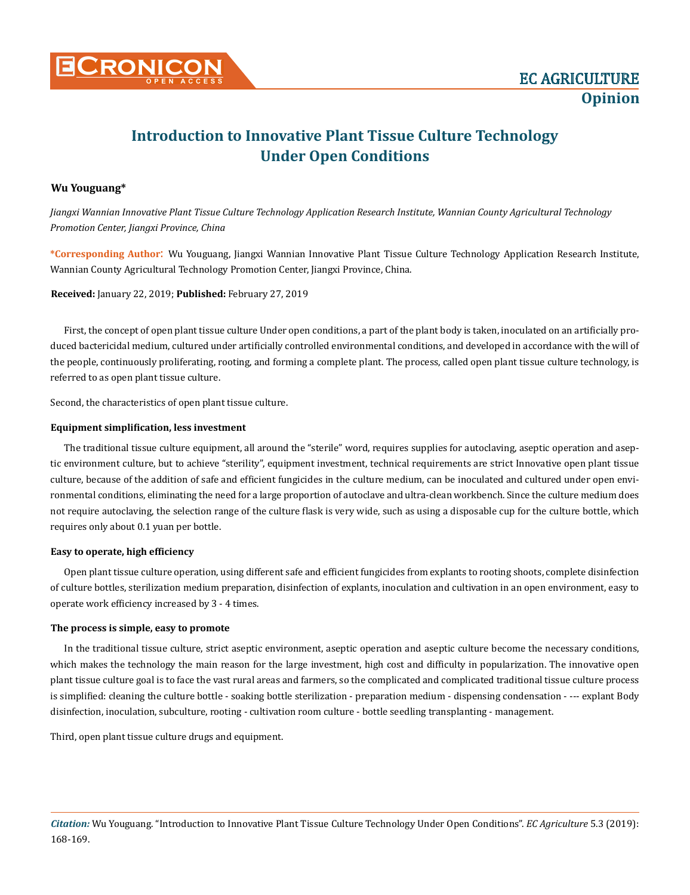# Introduction to Innovative Plant Tissue Culture Technology Under Open Conditions

**Wu Youguang***

*Jiangxi Wannian Innovative Plant Tissue Culture Technology Application Research Institute, Wannian County Agricultural Technology Promotion Center, Jiangxi Province, China*

**\*Corresponding Author**: Wu Youguang, Jiangxi Wannian Innovative Plant Tissue Culture Technology Application Research Institute, Wannian County Agricultural Technology Promotion Center, Jiangxi Province, China.

**Received:** January 22, 2019; **Published:** February 27, 2019

First, the concept of open plant tissue culture Under open conditions, a part of the plant body is taken, inoculated on an artificially produced bactericidal medium, cultured under artificially controlled environmental conditions, and developed in accordance with the will of the people, continuously proliferating, rooting, and forming a complete plant. The process, called open plant tissue culture technology, is referred to as open plant tissue culture.

Second, the characteristics of open plant tissue culture.

**Equipment simplification, less investment**

The traditional tissue culture equipment, all around the "sterile" word, requires supplies for autoclaving, aseptic operation and aseptic environment culture, but to achieve "sterility", equipment investment, technical requirements are strict Innovative open plant tissue culture, because of the addition of safe and efficient fungicides in the culture medium, can be inoculated and cultured under open environmental conditions, eliminating the need for a large proportion of autoclave and ultra-clean workbench. Since the culture medium does not require autoclaving, the selection range of the culture flask is very wide, such as using a disposable cup for the culture bottle, which requires only about 0.1 yuan per bottle.

**Easy to operate, high efficiency**

Open plant tissue culture operation, using different safe and efficient fungicides from explants to rooting shoots, complete disinfection of culture bottles, sterilization medium preparation, disinfection of explants, inoculation and cultivation in an open environment, easy to operate work efficiency increased by 3 - 4 times.

**The process is simple, easy to promote**

In the traditional tissue culture, strict aseptic environment, aseptic operation and aseptic culture become the necessary conditions, which makes the technology the main reason for the large investment, high cost and difficulty in popularization. The innovative open plant tissue culture goal is to face the vast rural areas and farmers, so the complicated and complicated traditional tissue culture process is simplified: cleaning the culture bottle - soaking bottle sterilization - preparation medium - dispensing condensation - --- explant Body disinfection, inoculation, subculture, rooting - cultivation room culture - bottle seedling transplanting - management.

Third, open plant tissue culture drugs and equipment.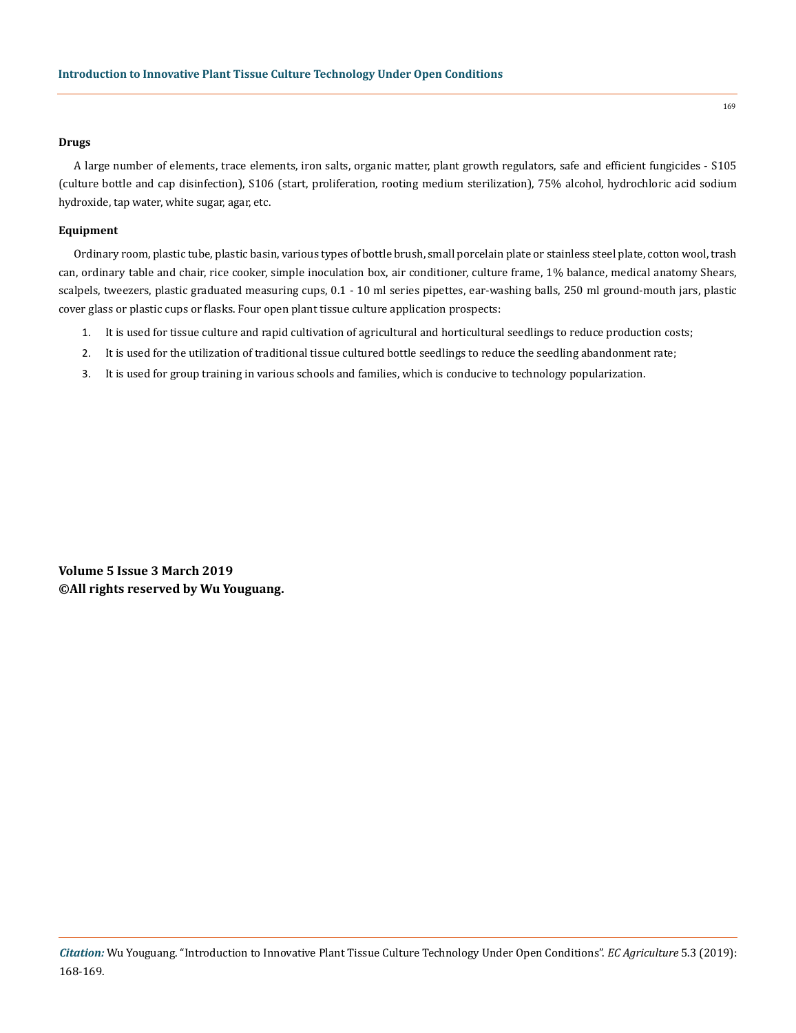**Drugs**

A large number of elements, trace elements, iron salts, organic matter, plant growth regulators, safe and efficient fungicides - S105 (culture bottle and cap disinfection), S106 (start, proliferation, rooting medium sterilization), 75% alcohol, hydrochloric acid sodium hydroxide, tap water, white sugar, agar, etc.

**Equipment**

Ordinary room, plastic tube, plastic basin, various types of bottle brush, small porcelain plate or stainless steel plate, cotton wool, trash can, ordinary table and chair, rice cooker, simple inoculation box, air conditioner, culture frame, 1% balance, medical anatomy Shears, scalpels, tweezers, plastic graduated measuring cups, 0.1 - 10 ml series pipettes, ear-washing balls, 250 ml ground-mouth jars, plastic cover glass or plastic cups or flasks. Four open plant tissue culture application prospects:

1. It is used for tissue culture and rapid cultivation of agricultural and horticultural seedlings to reduce production costs;
2. It is used for the utilization of traditional tissue cultured bottle seedlings to reduce the seedling abandonment rate;
3. It is used for group training in various schools and families, which is conducive to technology popularization.

**Volume 5 Issue 3 March 2019**
**©All rights reserved by Wu Youguang.**